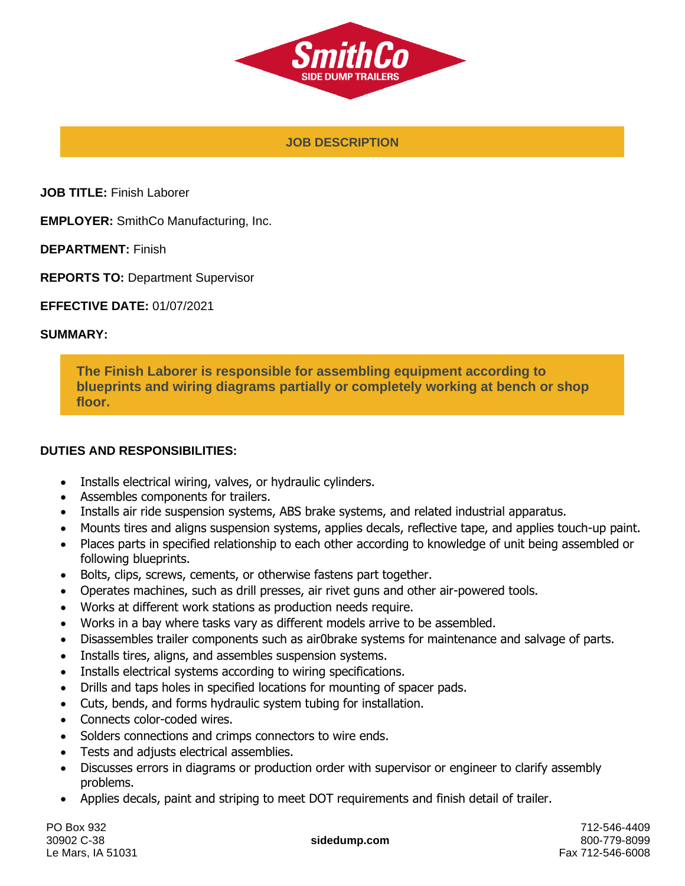SmithCo
SIDE DUMP TRAILERS

## JOB DESCRIPTION

**JOB TITLE:** Finish Laborer

**EMPLOYER:** SmithCo Manufacturing, Inc.

**DEPARTMENT:** Finish

**REPORTS TO:** Department Supervisor

**EFFECTIVE DATE:** 01/07/2021

**SUMMARY:**

**The Finish Laborer is responsible for assembling equipment according to blueprints and wiring diagrams partially or completely working at bench or shop floor.**

**DUTIES AND RESPONSIBILITIES:**

- Installs electrical wiring, valves, or hydraulic cylinders.
- Assembles components for trailers.
- Installs air ride suspension systems, ABS brake systems, and related industrial apparatus.
- Mounts tires and aligns suspension systems, applies decals, reflective tape, and applies touch-up paint.
- Places parts in specified relationship to each other according to knowledge of unit being assembled or following blueprints.
- Bolts, clips, screws, cements, or otherwise fastens part together.
- Operates machines, such as drill presses, air rivet guns and other air-powered tools.
- Works at different work stations as production needs require.
- Works in a bay where tasks vary as different models arrive to be assembled.
- Disassembles trailer components such as air0brake systems for maintenance and salvage of parts.
- Installs tires, aligns, and assembles suspension systems.
- Installs electrical systems according to wiring specifications.
- Drills and taps holes in specified locations for mounting of spacer pads.
- Cuts, bends, and forms hydraulic system tubing for installation.
- Connects color-coded wires.
- Solders connections and crimps connectors to wire ends.
- Tests and adjusts electrical assemblies.
- Discusses errors in diagrams or production order with supervisor or engineer to clarify assembly problems.
- Applies decals, paint and striping to meet DOT requirements and finish detail of trailer.

PO Box 932
30902 C-38
Le Mars, IA 51031

**sidedump.com**

712-546-4409
800-779-8099
Fax 712-546-6008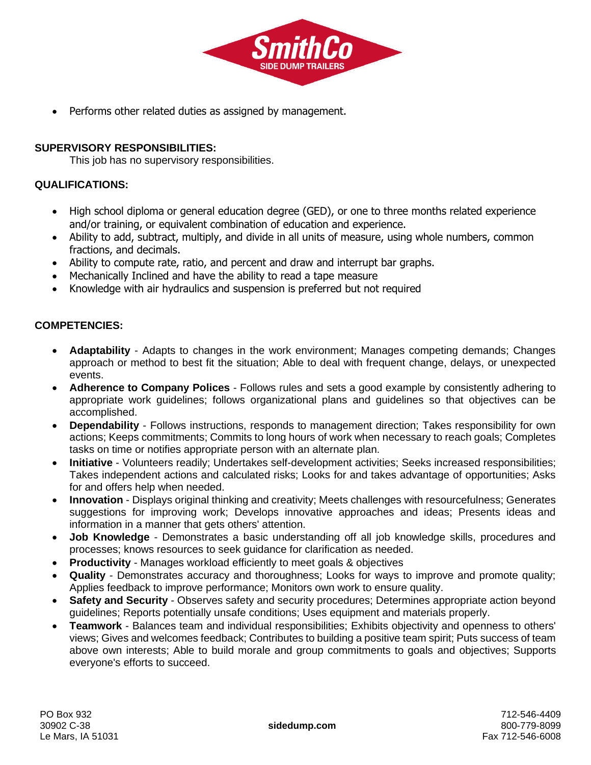- Performs other related duties as assigned by management.

**SUPERVISORY RESPONSIBILITIES:**

This job has no supervisory responsibilities.

**QUALIFICATIONS:**

- High school diploma or general education degree (GED), or one to three months related experience and/or training, or equivalent combination of education and experience.
- Ability to add, subtract, multiply, and divide in all units of measure, using whole numbers, common fractions, and decimals.
- Ability to compute rate, ratio, and percent and draw and interrupt bar graphs.
- Mechanically Inclined and have the ability to read a tape measure
- Knowledge with air hydraulics and suspension is preferred but not required

**COMPETENCIES:**

- **Adaptability** - Adapts to changes in the work environment; Manages competing demands; Changes approach or method to best fit the situation; Able to deal with frequent change, delays, or unexpected events.
- **Adherence to Company Polices** - Follows rules and sets a good example by consistently adhering to appropriate work guidelines; follows organizational plans and guidelines so that objectives can be accomplished.
- **Dependability** - Follows instructions, responds to management direction; Takes responsibility for own actions; Keeps commitments; Commits to long hours of work when necessary to reach goals; Completes tasks on time or notifies appropriate person with an alternate plan.
- **Initiative** - Volunteers readily; Undertakes self-development activities; Seeks increased responsibilities; Takes independent actions and calculated risks; Looks for and takes advantage of opportunities; Asks for and offers help when needed.
- **Innovation** - Displays original thinking and creativity; Meets challenges with resourcefulness; Generates suggestions for improving work; Develops innovative approaches and ideas; Presents ideas and information in a manner that gets others' attention.
- **Job Knowledge** - Demonstrates a basic understanding off all job knowledge skills, procedures and processes; knows resources to seek guidance for clarification as needed.
- **Productivity** - Manages workload efficiently to meet goals & objectives
- **Quality** - Demonstrates accuracy and thoroughness; Looks for ways to improve and promote quality; Applies feedback to improve performance; Monitors own work to ensure quality.
- **Safety and Security** - Observes safety and security procedures; Determines appropriate action beyond guidelines; Reports potentially unsafe conditions; Uses equipment and materials properly.
- **Teamwork** - Balances team and individual responsibilities; Exhibits objectivity and openness to others' views; Gives and welcomes feedback; Contributes to building a positive team spirit; Puts success of team above own interests; Able to build morale and group commitments to goals and objectives; Supports everyone's efforts to succeed.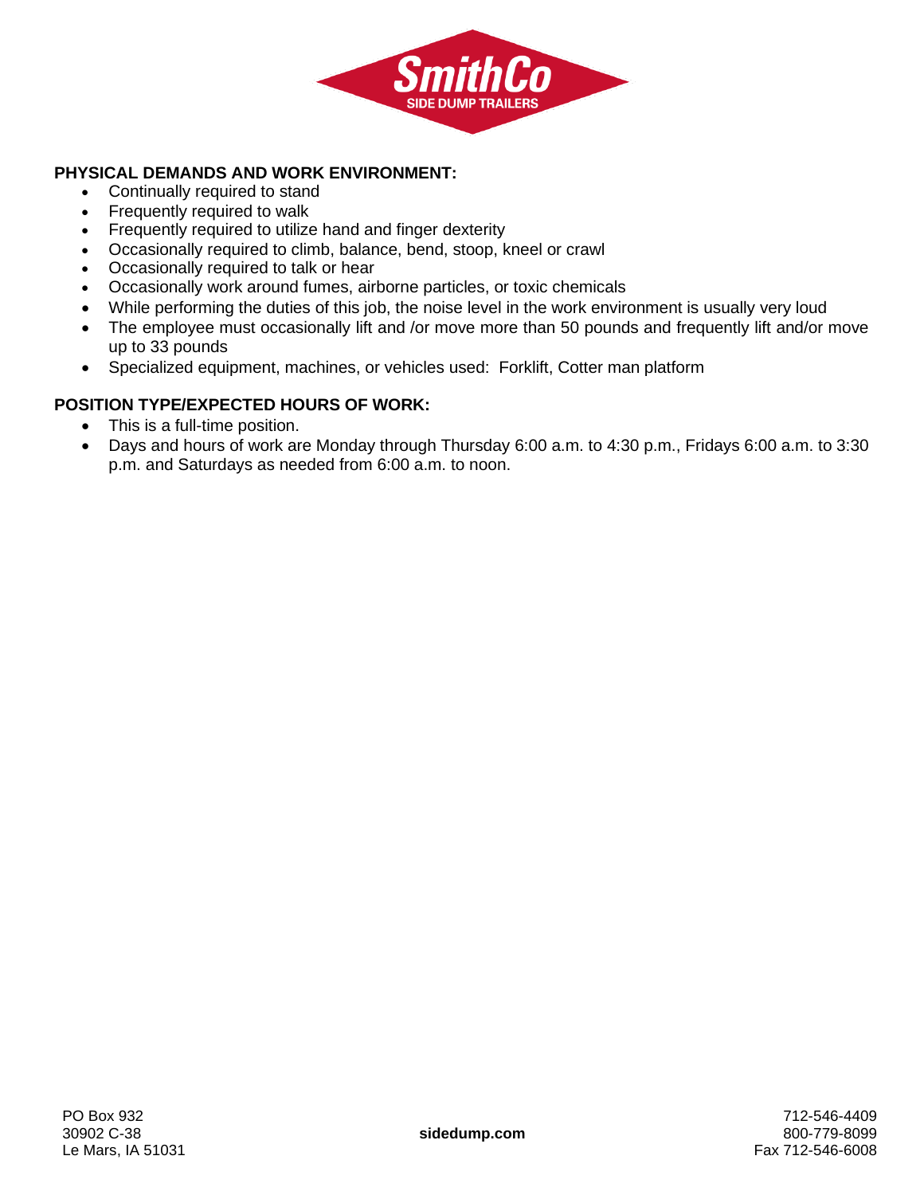## PHYSICAL DEMANDS AND WORK ENVIRONMENT:

- Continually required to stand
- Frequently required to walk
- Frequently required to utilize hand and finger dexterity
- Occasionally required to climb, balance, bend, stoop, kneel or crawl
- Occasionally required to talk or hear
- Occasionally work around fumes, airborne particles, or toxic chemicals
- While performing the duties of this job, the noise level in the work environment is usually very loud
- The employee must occasionally lift and /or move more than 50 pounds and frequently lift and/or move up to 33 pounds
- Specialized equipment, machines, or vehicles used:  Forklift, Cotter man platform

## POSITION TYPE/EXPECTED HOURS OF WORK:

- This is a full-time position.
- Days and hours of work are Monday through Thursday 6:00 a.m. to 4:30 p.m., Fridays 6:00 a.m. to 3:30 p.m. and Saturdays as needed from 6:00 a.m. to noon.